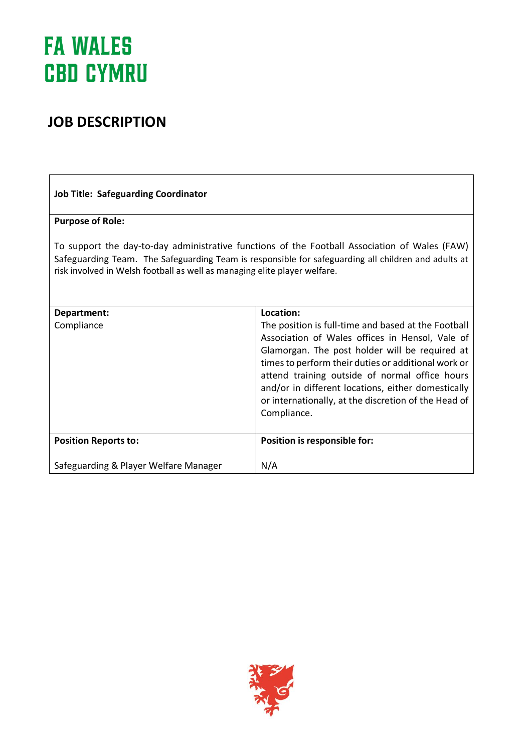FA WALES
CBD CYMRU

# JOB DESCRIPTION

| **Job Title: Safeguarding Coordinator** | |
|---|---|
| **Purpose of Role:**<br><br>To support the day-to-day administrative functions of the Football Association of Wales (FAW) Safeguarding Team. The Safeguarding Team is responsible for safeguarding all children and adults at risk involved in Welsh football as well as managing elite player welfare. | |
| **Department:**<br>Compliance | **Location:**<br>The position is full-time and based at the Football Association of Wales offices in Hensol, Vale of Glamorgan. The post holder will be required at times to perform their duties or additional work or attend training outside of normal office hours and/or in different locations, either domestically or internationally, at the discretion of the Head of Compliance. |
| **Position Reports to:**<br><br>Safeguarding & Player Welfare Manager | **Position is responsible for:**<br><br>N/A |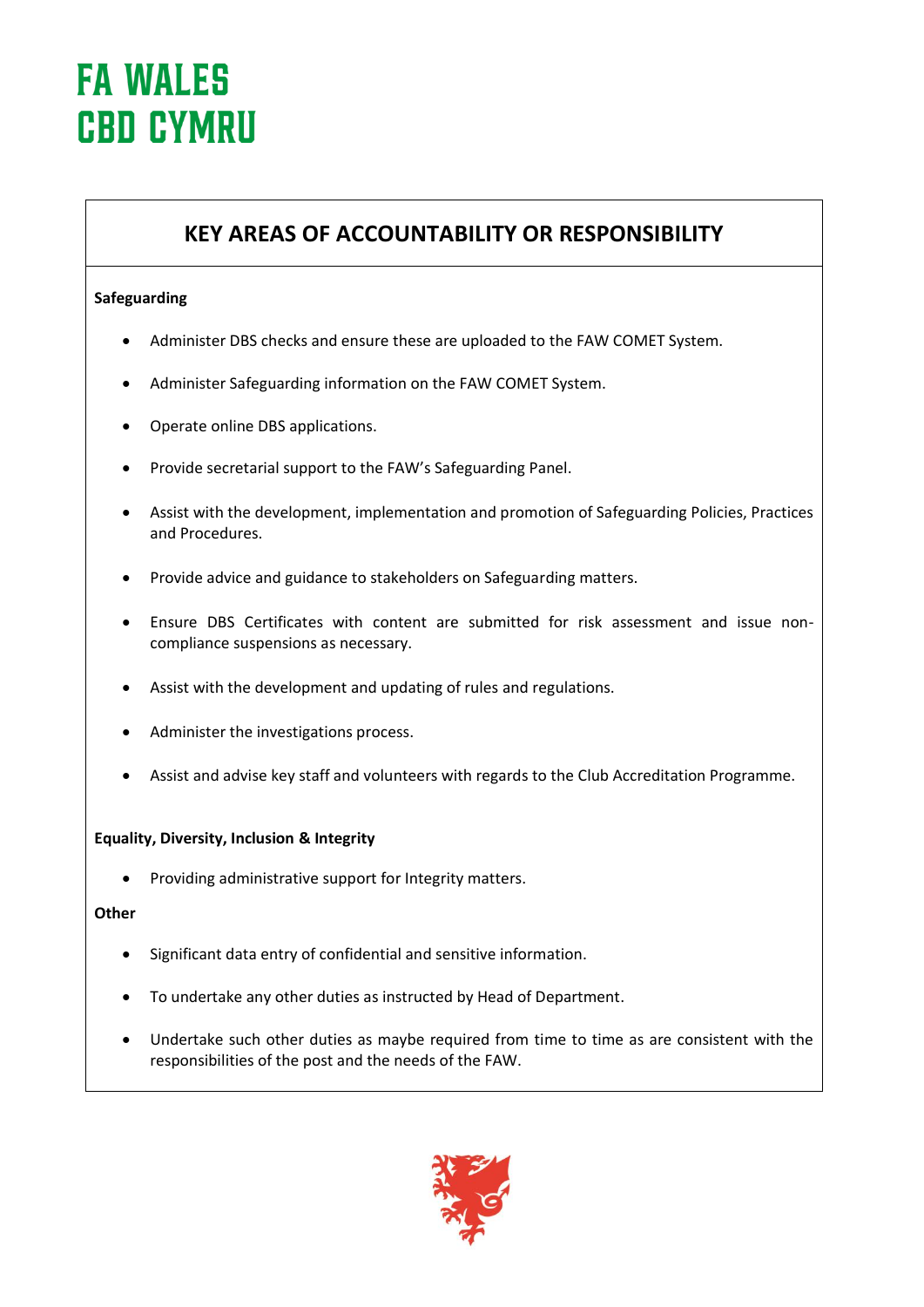## KEY AREAS OF ACCOUNTABILITY OR RESPONSIBILITY

**Safeguarding**

- Administer DBS checks and ensure these are uploaded to the FAW COMET System.
- Administer Safeguarding information on the FAW COMET System.
- Operate online DBS applications.
- Provide secretarial support to the FAW's Safeguarding Panel.
- Assist with the development, implementation and promotion of Safeguarding Policies, Practices and Procedures.
- Provide advice and guidance to stakeholders on Safeguarding matters.
- Ensure DBS Certificates with content are submitted for risk assessment and issue non-compliance suspensions as necessary.
- Assist with the development and updating of rules and regulations.
- Administer the investigations process.
- Assist and advise key staff and volunteers with regards to the Club Accreditation Programme.

**Equality, Diversity, Inclusion & Integrity**

- Providing administrative support for Integrity matters.

**Other**

- Significant data entry of confidential and sensitive information.
- To undertake any other duties as instructed by Head of Department.
- Undertake such other duties as maybe required from time to time as are consistent with the responsibilities of the post and the needs of the FAW.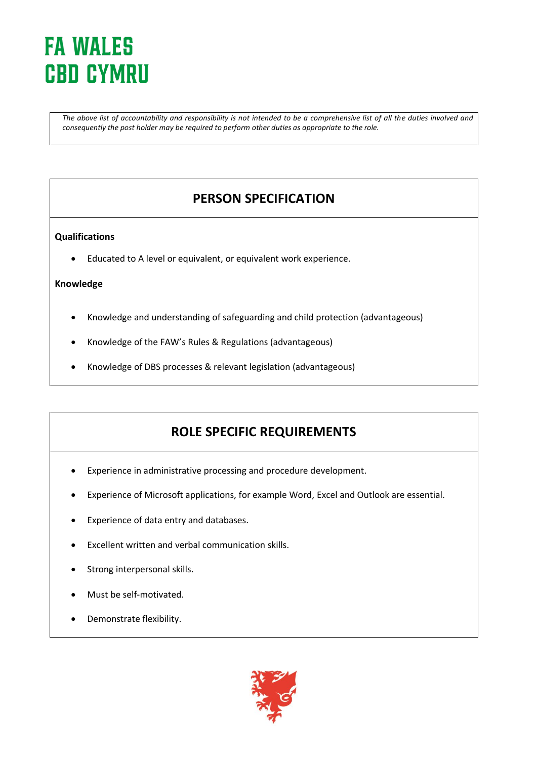*The above list of accountability and responsibility is not intended to be a comprehensive list of all the duties involved and consequently the post holder may be required to perform other duties as appropriate to the role.*

## PERSON SPECIFICATION

**Qualifications**

- Educated to A level or equivalent, or equivalent work experience.

**Knowledge**

- Knowledge and understanding of safeguarding and child protection (advantageous)
- Knowledge of the FAW's Rules & Regulations (advantageous)
- Knowledge of DBS processes & relevant legislation (advantageous)

## ROLE SPECIFIC REQUIREMENTS

- Experience in administrative processing and procedure development.
- Experience of Microsoft applications, for example Word, Excel and Outlook are essential.
- Experience of data entry and databases.
- Excellent written and verbal communication skills.
- Strong interpersonal skills.
- Must be self-motivated.
- Demonstrate flexibility.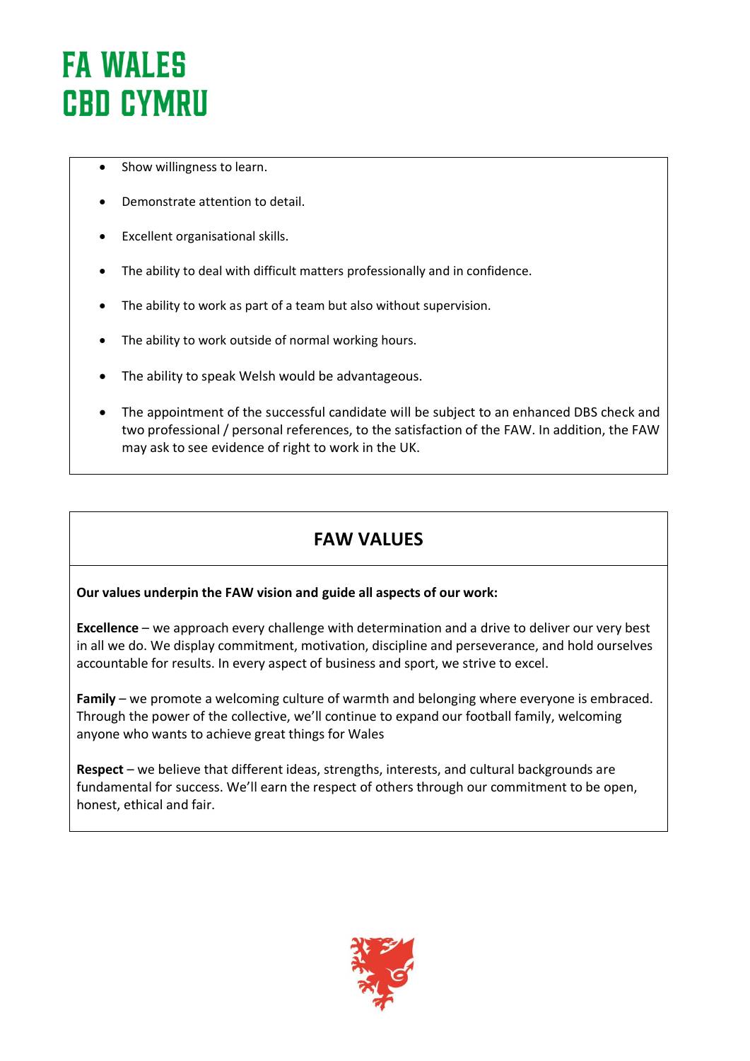- Show willingness to learn.
- Demonstrate attention to detail.
- Excellent organisational skills.
- The ability to deal with difficult matters professionally and in confidence.
- The ability to work as part of a team but also without supervision.
- The ability to work outside of normal working hours.
- The ability to speak Welsh would be advantageous.
- The appointment of the successful candidate will be subject to an enhanced DBS check and two professional / personal references, to the satisfaction of the FAW. In addition, the FAW may ask to see evidence of right to work in the UK.

## FAW VALUES

**Our values underpin the FAW vision and guide all aspects of our work:**

**Excellence** – we approach every challenge with determination and a drive to deliver our very best in all we do. We display commitment, motivation, discipline and perseverance, and hold ourselves accountable for results. In every aspect of business and sport, we strive to excel.

**Family** – we promote a welcoming culture of warmth and belonging where everyone is embraced. Through the power of the collective, we'll continue to expand our football family, welcoming anyone who wants to achieve great things for Wales

**Respect** – we believe that different ideas, strengths, interests, and cultural backgrounds are fundamental for success. We'll earn the respect of others through our commitment to be open, honest, ethical and fair.